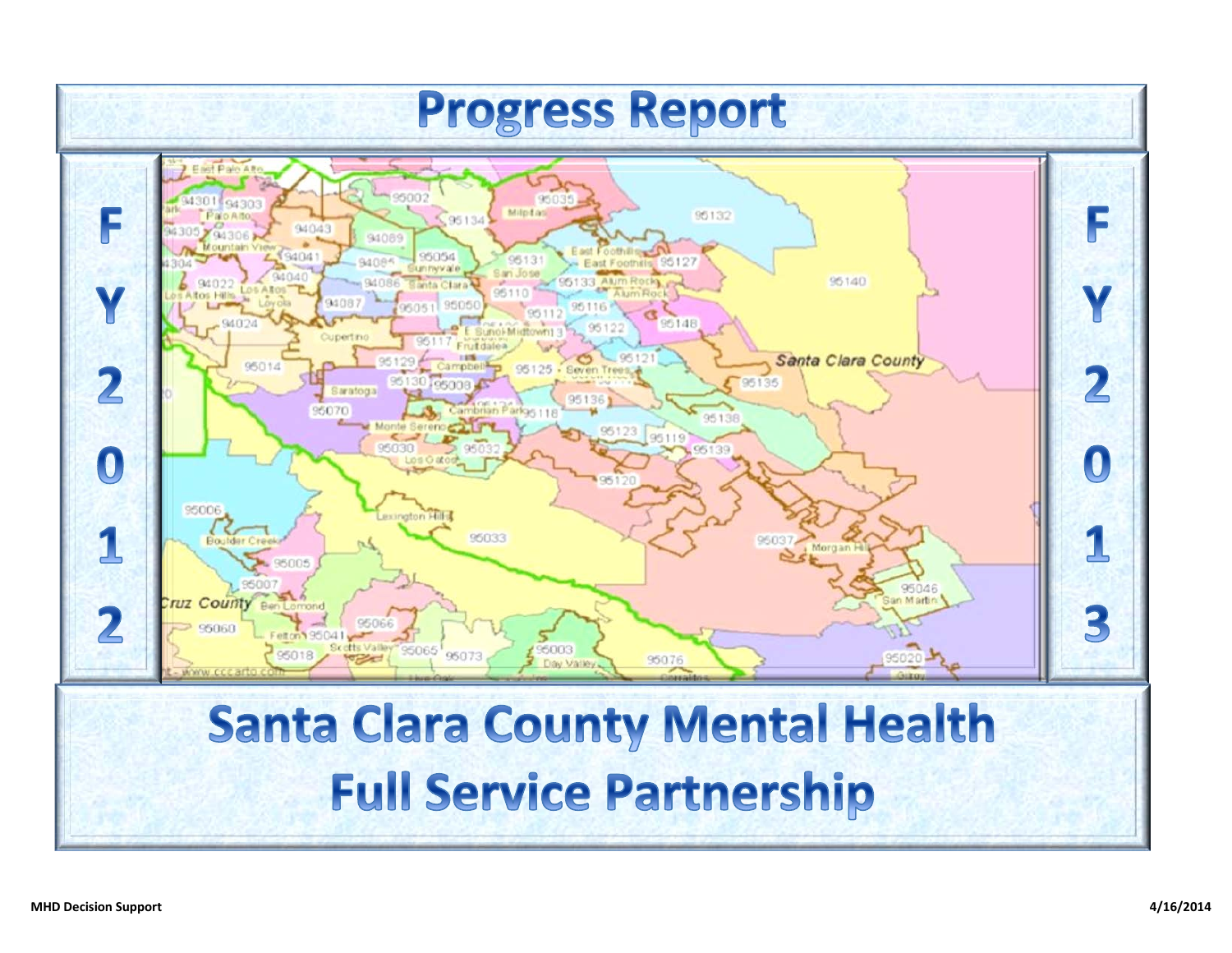# Progress Report

FY 2012 — FY 2013

# Santa Clara County Mental Health
# Full Service Partnership

MHD Decision Support

4/16/2014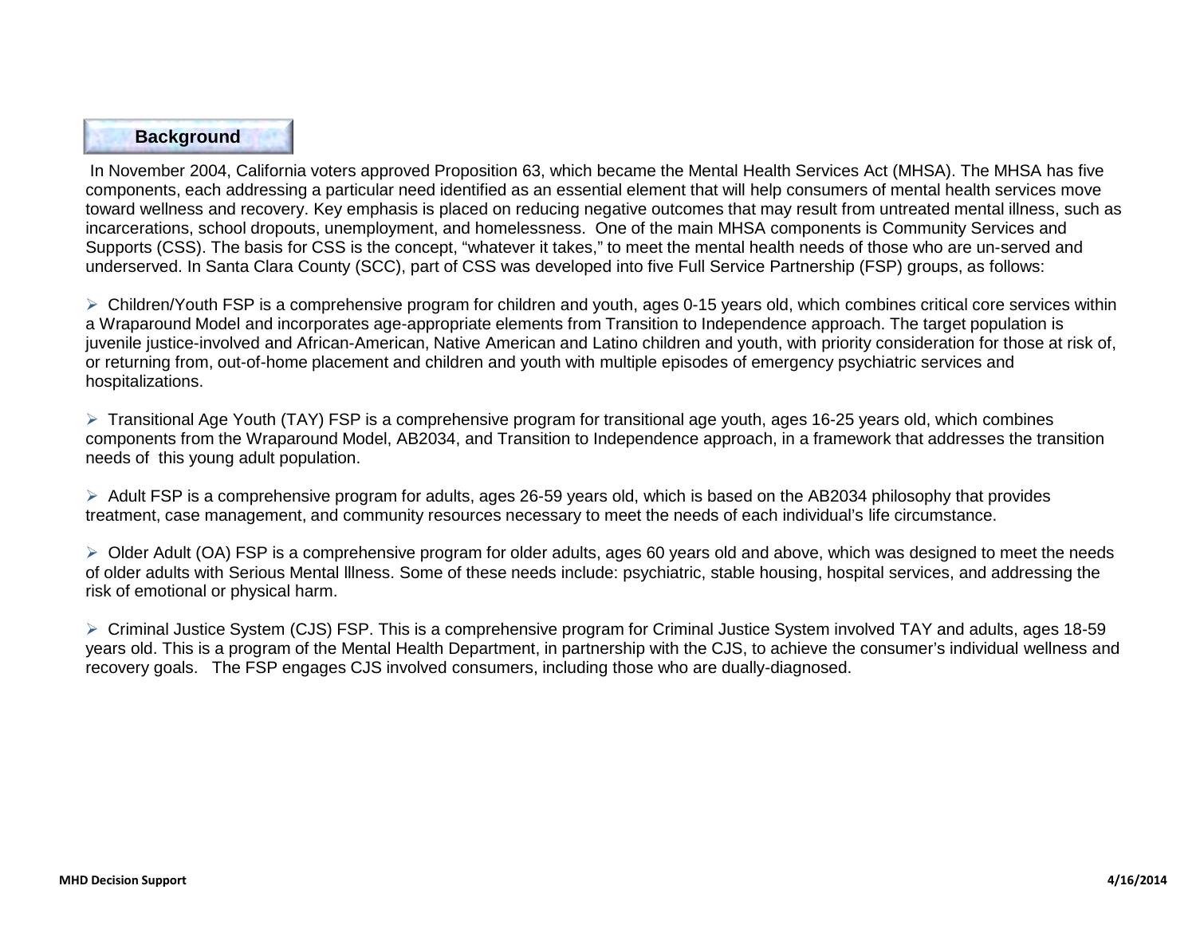## Background

In November 2004, California voters approved Proposition 63, which became the Mental Health Services Act (MHSA). The MHSA has five components, each addressing a particular need identified as an essential element that will help consumers of mental health services move toward wellness and recovery. Key emphasis is placed on reducing negative outcomes that may result from untreated mental illness, such as incarcerations, school dropouts, unemployment, and homelessness. One of the main MHSA components is Community Services and Supports (CSS). The basis for CSS is the concept, "whatever it takes," to meet the mental health needs of those who are un-served and underserved. In Santa Clara County (SCC), part of CSS was developed into five Full Service Partnership (FSP) groups, as follows:

- Children/Youth FSP is a comprehensive program for children and youth, ages 0-15 years old, which combines critical core services within a Wraparound Model and incorporates age-appropriate elements from Transition to Independence approach. The target population is juvenile justice-involved and African-American, Native American and Latino children and youth, with priority consideration for those at risk of, or returning from, out-of-home placement and children and youth with multiple episodes of emergency psychiatric services and hospitalizations.

- Transitional Age Youth (TAY) FSP is a comprehensive program for transitional age youth, ages 16-25 years old, which combines components from the Wraparound Model, AB2034, and Transition to Independence approach, in a framework that addresses the transition needs of this young adult population.

- Adult FSP is a comprehensive program for adults, ages 26-59 years old, which is based on the AB2034 philosophy that provides treatment, case management, and community resources necessary to meet the needs of each individual's life circumstance.

- Older Adult (OA) FSP is a comprehensive program for older adults, ages 60 years old and above, which was designed to meet the needs of older adults with Serious Mental Illness. Some of these needs include: psychiatric, stable housing, hospital services, and addressing the risk of emotional or physical harm.

- Criminal Justice System (CJS) FSP. This is a comprehensive program for Criminal Justice System involved TAY and adults, ages 18-59 years old. This is a program of the Mental Health Department, in partnership with the CJS, to achieve the consumer's individual wellness and recovery goals. The FSP engages CJS involved consumers, including those who are dually-diagnosed.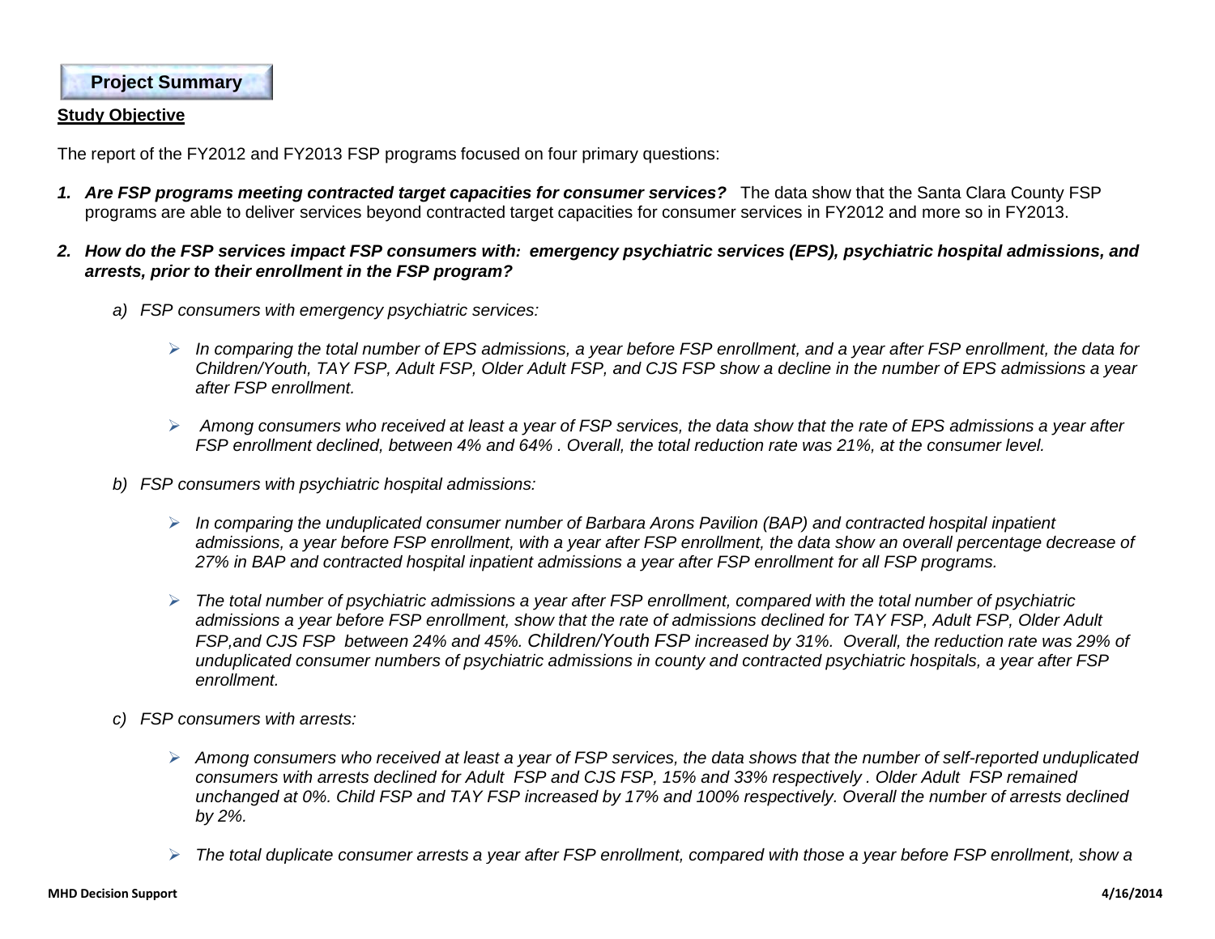## Project Summary

**Study Objective**

The report of the FY2012 and FY2013 FSP programs focused on four primary questions:

1. ***Are FSP programs meeting contracted target capacities for consumer services?*** The data show that the Santa Clara County FSP programs are able to deliver services beyond contracted target capacities for consumer services in FY2012 and more so in FY2013.

2. ***How do the FSP services impact FSP consumers with: emergency psychiatric services (EPS), psychiatric hospital admissions, and arrests, prior to their enrollment in the FSP program?***

   a) *FSP consumers with emergency psychiatric services:*

      - *In comparing the total number of EPS admissions, a year before FSP enrollment, and a year after FSP enrollment, the data for Children/Youth, TAY FSP, Adult FSP, Older Adult FSP, and CJS FSP show a decline in the number of EPS admissions a year after FSP enrollment.*

      - *Among consumers who received at least a year of FSP services, the data show that the rate of EPS admissions a year after FSP enrollment declined, between 4% and 64% . Overall, the total reduction rate was 21%, at the consumer level.*

   b) *FSP consumers with psychiatric hospital admissions:*

      - *In comparing the unduplicated consumer number of Barbara Arons Pavilion (BAP) and contracted hospital inpatient admissions, a year before FSP enrollment, with a year after FSP enrollment, the data show an overall percentage decrease of 27% in BAP and contracted hospital inpatient admissions a year after FSP enrollment for all FSP programs.*

      - *The total number of psychiatric admissions a year after FSP enrollment, compared with the total number of psychiatric admissions a year before FSP enrollment, show that the rate of admissions declined for TAY FSP, Adult FSP, Older Adult FSP,and CJS FSP between 24% and 45%. Children/Youth FSP increased by 31%. Overall, the reduction rate was 29% of unduplicated consumer numbers of psychiatric admissions in county and contracted psychiatric hospitals, a year after FSP enrollment.*

   c) *FSP consumers with arrests:*

      - *Among consumers who received at least a year of FSP services, the data shows that the number of self-reported unduplicated consumers with arrests declined for Adult FSP and CJS FSP, 15% and 33% respectively . Older Adult FSP remained unchanged at 0%. Child FSP and TAY FSP increased by 17% and 100% respectively. Overall the number of arrests declined by 2%.*

      - *The total duplicate consumer arrests a year after FSP enrollment, compared with those a year before FSP enrollment, show a*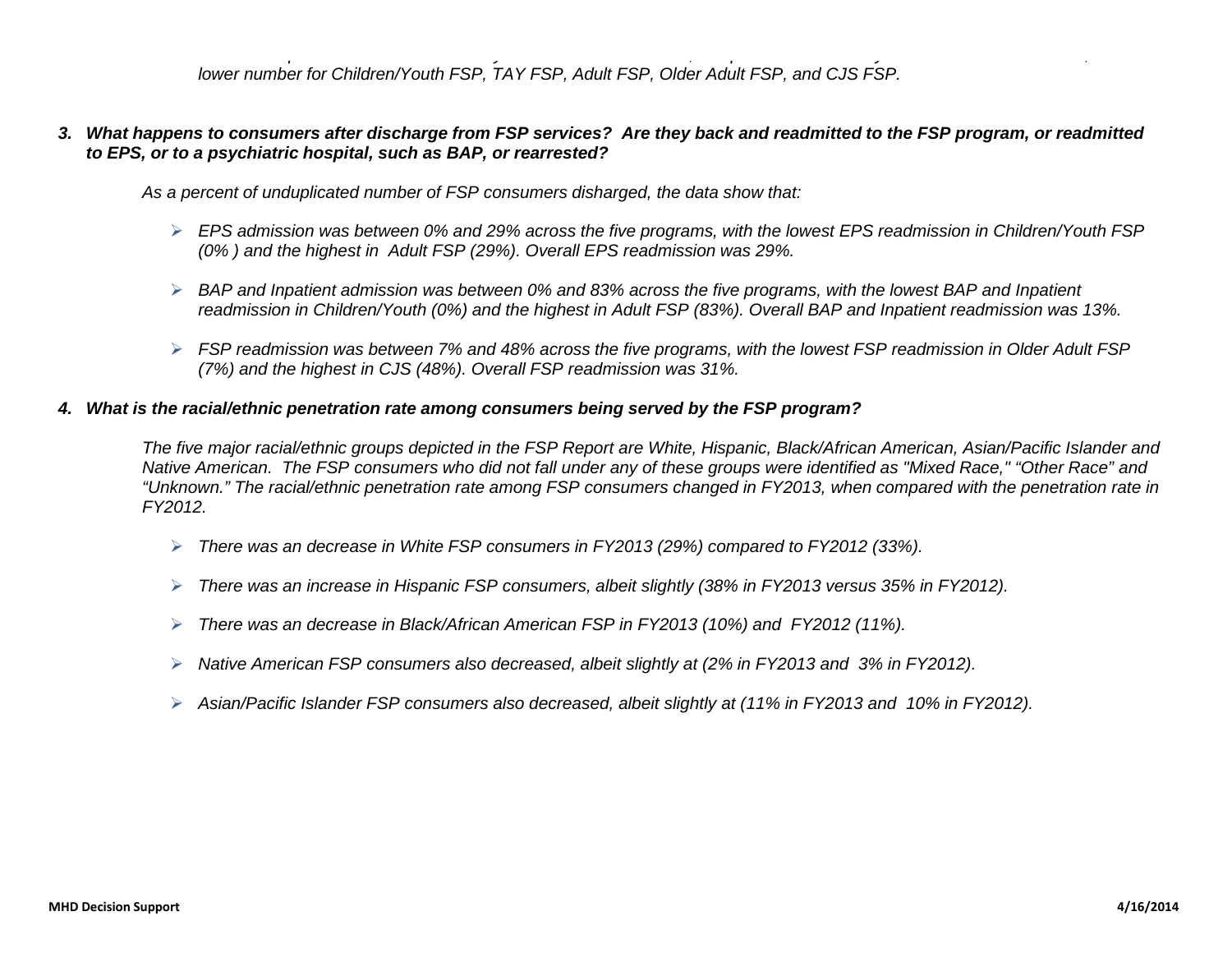*lower number for Children/Youth FSP, TAY FSP, Adult FSP, Older Adult FSP, and CJS FSP.*

3. ***What happens to consumers after discharge from FSP services? Are they back and readmitted to the FSP program, or readmitted to EPS, or to a psychiatric hospital, such as BAP, or rearrested?***

*As a percent of unduplicated number of FSP consumers disharged, the data show that:*

- *EPS admission was between 0% and 29% across the five programs, with the lowest EPS readmission in Children/Youth FSP (0% ) and the highest in Adult FSP (29%). Overall EPS readmission was 29%.*
- *BAP and Inpatient admission was between 0% and 83% across the five programs, with the lowest BAP and Inpatient readmission in Children/Youth (0%) and the highest in Adult FSP (83%). Overall BAP and Inpatient readmission was 13%.*
- *FSP readmission was between 7% and 48% across the five programs, with the lowest FSP readmission in Older Adult FSP (7%) and the highest in CJS (48%). Overall FSP readmission was 31%.*

4. ***What is the racial/ethnic penetration rate among consumers being served by the FSP program?***

*The five major racial/ethnic groups depicted in the FSP Report are White, Hispanic, Black/African American, Asian/Pacific Islander and Native American. The FSP consumers who did not fall under any of these groups were identified as "Mixed Race," "Other Race" and "Unknown." The racial/ethnic penetration rate among FSP consumers changed in FY2013, when compared with the penetration rate in FY2012.*

- *There was an decrease in White FSP consumers in FY2013 (29%) compared to FY2012 (33%).*
- *There was an increase in Hispanic FSP consumers, albeit slightly (38% in FY2013 versus 35% in FY2012).*
- *There was an decrease in Black/African American FSP in FY2013 (10%) and FY2012 (11%).*
- *Native American FSP consumers also decreased, albeit slightly at (2% in FY2013 and 3% in FY2012).*
- *Asian/Pacific Islander FSP consumers also decreased, albeit slightly at (11% in FY2013 and 10% in FY2012).*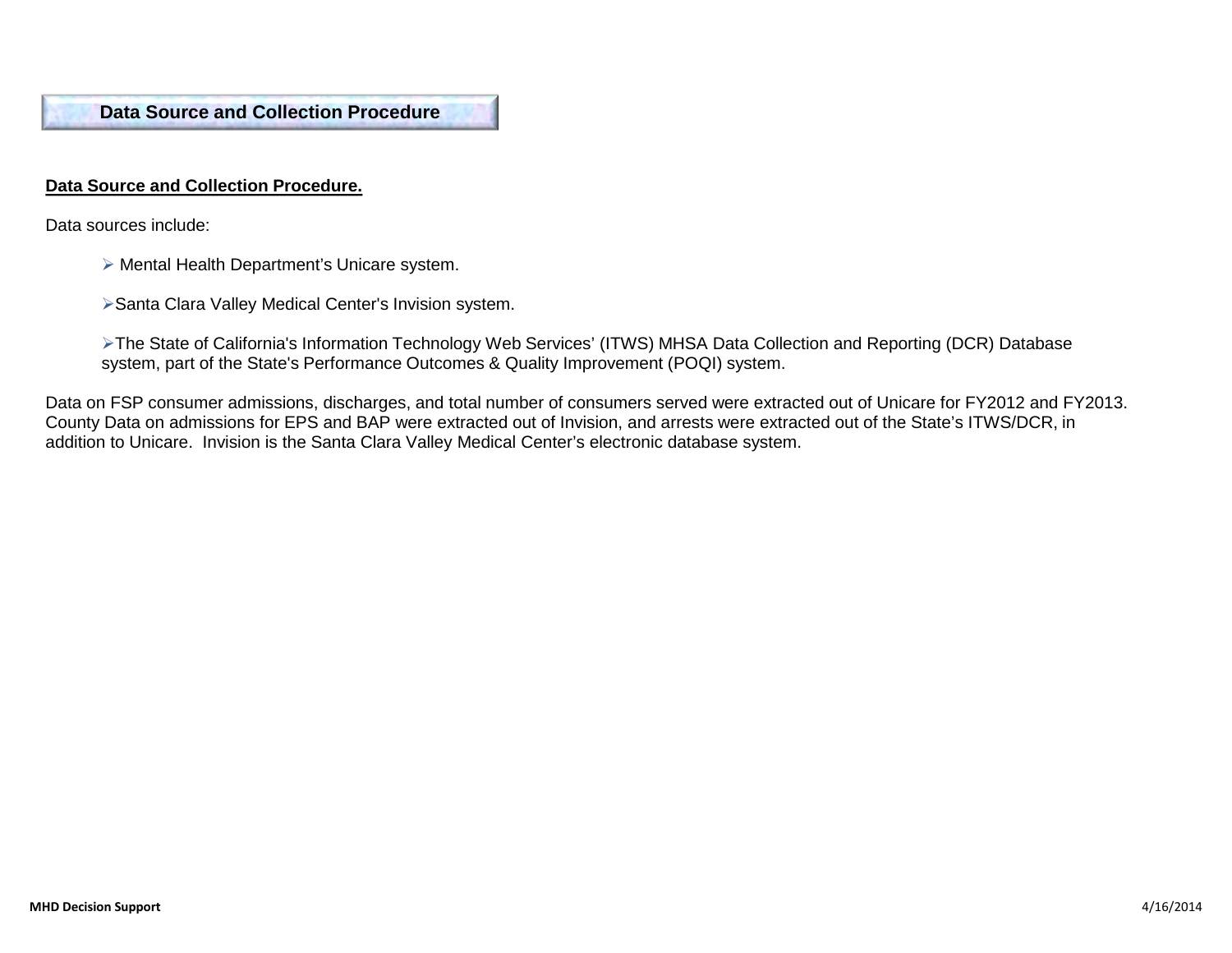## Data Source and Collection Procedure

**Data Source and Collection Procedure.**

Data sources include:

- Mental Health Department's Unicare system.
- Santa Clara Valley Medical Center's Invision system.
- The State of California's Information Technology Web Services' (ITWS) MHSA Data Collection and Reporting (DCR) Database system, part of the State's Performance Outcomes & Quality Improvement (POQI) system.

Data on FSP consumer admissions, discharges, and total number of consumers served were extracted out of Unicare for FY2012 and FY2013. County Data on admissions for EPS and BAP were extracted out of Invision, and arrests were extracted out of the State's ITWS/DCR, in addition to Unicare. Invision is the Santa Clara Valley Medical Center's electronic database system.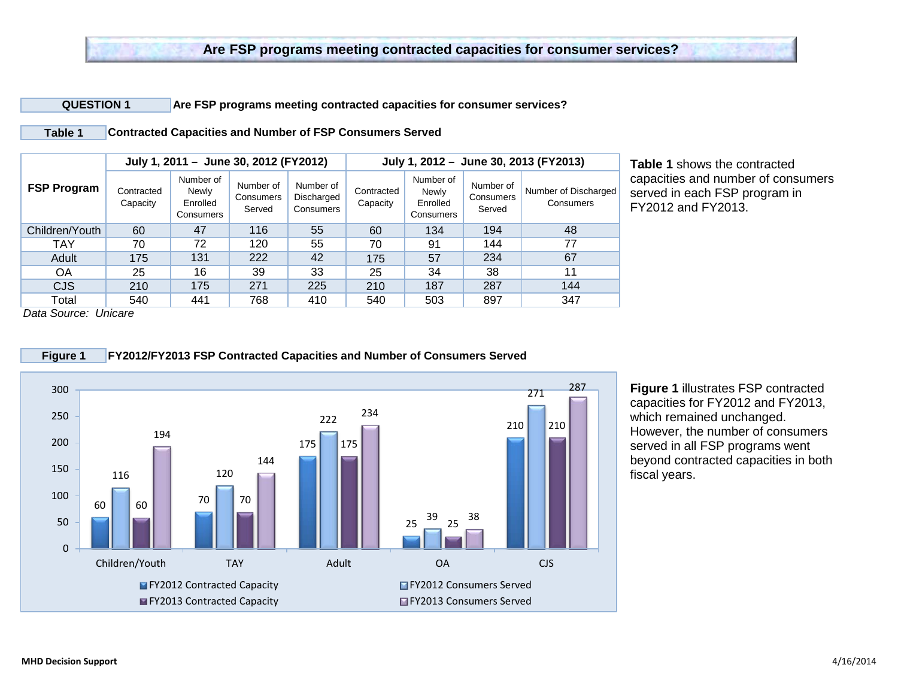# Are FSP programs meeting contracted capacities for consumer services?

**QUESTION 1** **Are FSP programs meeting contracted capacities for consumer services?**

**Table 1** **Contracted Capacities and Number of FSP Consumers Served**

| FSP Program | July 1, 2011 – June 30, 2012 (FY2012) | | | | July 1, 2012 – June 30, 2013 (FY2013) | | | |
|---|---|---|---|---|---|---|---|---|
| | Contracted Capacity | Number of Newly Enrolled Consumers | Number of Consumers Served | Number of Discharged Consumers | Contracted Capacity | Number of Newly Enrolled Consumers | Number of Consumers Served | Number of Discharged Consumers |
| Children/Youth | 60 | 47 | 116 | 55 | 60 | 134 | 194 | 48 |
| TAY | 70 | 72 | 120 | 55 | 70 | 91 | 144 | 77 |
| Adult | 175 | 131 | 222 | 42 | 175 | 57 | 234 | 67 |
| OA | 25 | 16 | 39 | 33 | 25 | 34 | 38 | 11 |
| CJS | 210 | 175 | 271 | 225 | 210 | 187 | 287 | 144 |
| Total | 540 | 441 | 768 | 410 | 540 | 503 | 897 | 347 |

*Data Source: Unicare*

**Table 1** shows the contracted capacities and number of consumers served in each FSP program in FY2012 and FY2013.

**Figure 1** **FY2012/FY2013 FSP Contracted Capacities and Number of Consumers Served**

| | FY2012 Contracted Capacity | FY2012 Consumers Served | FY2013 Contracted Capacity | FY2013 Consumers Served |
|---|---|---|---|---|
| Children/Youth | 60 | 116 | 60 | 194 |
| TAY | 70 | 120 | 70 | 144 |
| Adult | 175 | 222 | 175 | 234 |
| OA | 25 | 39 | 25 | 38 |
| CJS | 210 | 271 | 210 | 287 |

**Figure 1** illustrates FSP contracted capacities for FY2012 and FY2013, which remained unchanged. However, the number of consumers served in all FSP programs went beyond contracted capacities in both fiscal years.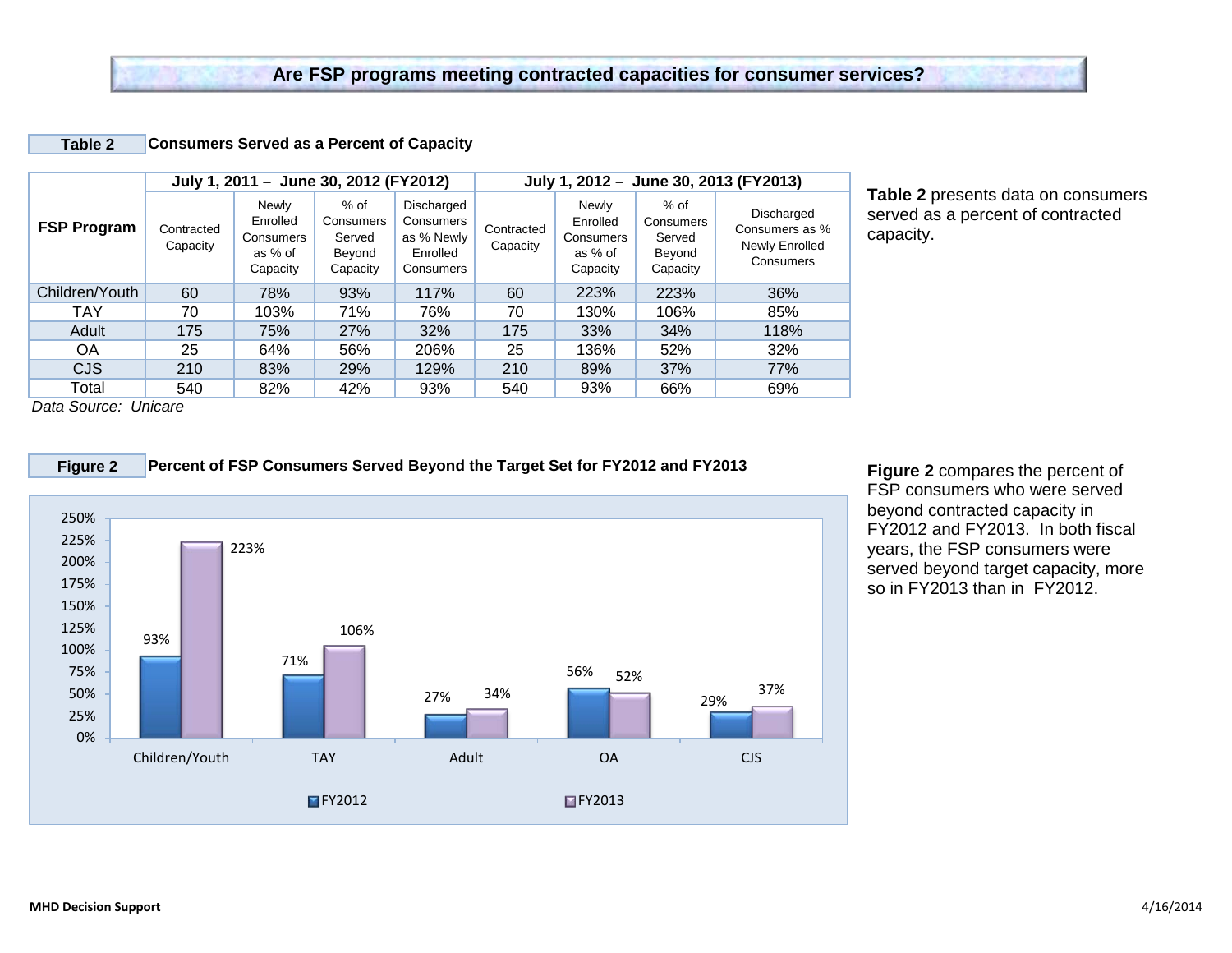# Are FSP programs meeting contracted capacities for consumer services?

**Table 2** Consumers Served as a Percent of Capacity

| FSP Program | July 1, 2011 – June 30, 2012 (FY2012) | | | | July 1, 2012 – June 30, 2013 (FY2013) | | | |
|---|---|---|---|---|---|---|---|---|
| | Contracted Capacity | Newly Enrolled Consumers as % of Capacity | % of Consumers Served Beyond Capacity | Discharged Consumers as % Newly Enrolled Consumers | Contracted Capacity | Newly Enrolled Consumers as % of Capacity | % of Consumers Served Beyond Capacity | Discharged Consumers as % Newly Enrolled Consumers |
| Children/Youth | 60 | 78% | 93% | 117% | 60 | 223% | 223% | 36% |
| TAY | 70 | 103% | 71% | 76% | 70 | 130% | 106% | 85% |
| Adult | 175 | 75% | 27% | 32% | 175 | 33% | 34% | 118% |
| OA | 25 | 64% | 56% | 206% | 25 | 136% | 52% | 32% |
| CJS | 210 | 83% | 29% | 129% | 210 | 89% | 37% | 77% |
| Total | 540 | 82% | 42% | 93% | 540 | 93% | 66% | 69% |

*Data Source: Unicare*

**Table 2** presents data on consumers served as a percent of contracted capacity.

**Figure 2** Percent of FSP Consumers Served Beyond the Target Set for FY2012 and FY2013

| | FY2012 | FY2013 |
|---|---|---|
| Children/Youth | 93% | 223% |
| TAY | 71% | 106% |
| Adult | 27% | 34% |
| OA | 56% | 52% |
| CJS | 29% | 37% |

**Figure 2** compares the percent of FSP consumers who were served beyond contracted capacity in FY2012 and FY2013. In both fiscal years, the FSP consumers were served beyond target capacity, more so in FY2013 than in FY2012.

MHD Decision Support 4/16/2014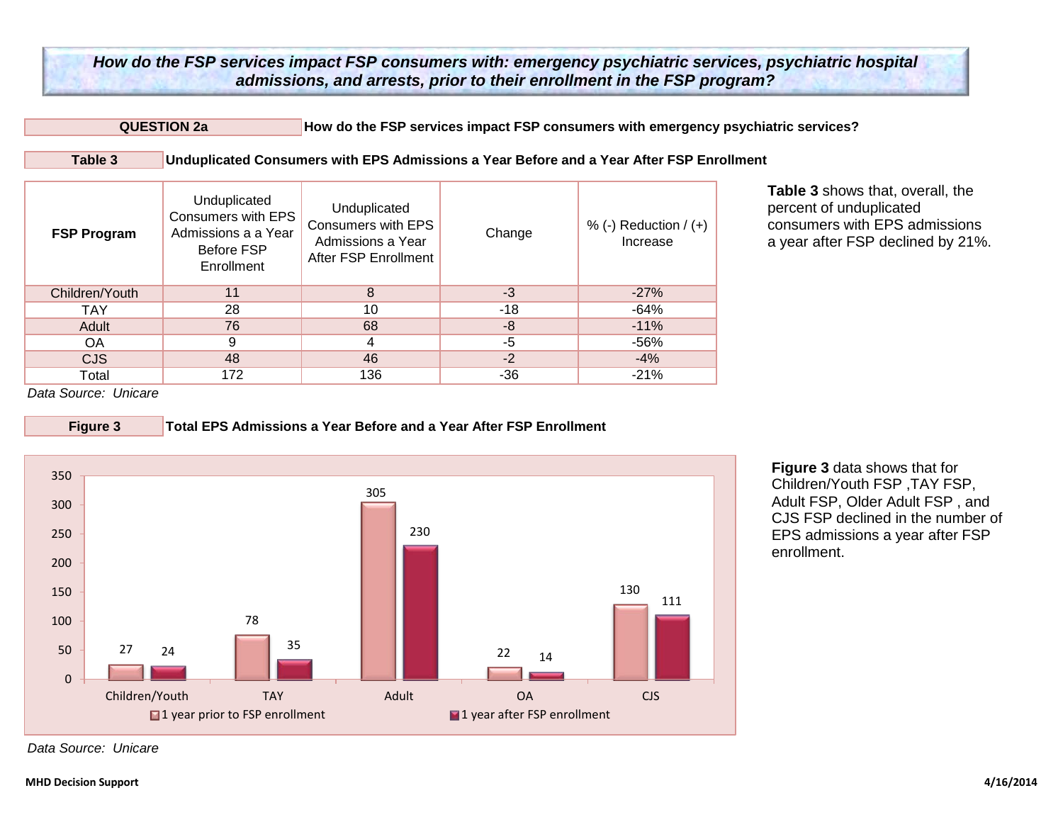## How do the FSP services impact FSP consumers with: emergency psychiatric services, psychiatric hospital admissions, and arrests, prior to their enrollment in the FSP program?

**QUESTION 2a** **How do the FSP services impact FSP consumers with emergency psychiatric services?**

**Table 3** **Unduplicated Consumers with EPS Admissions a Year Before and a Year After FSP Enrollment**

| FSP Program | Unduplicated Consumers with EPS Admissions a a Year Before FSP Enrollment | Unduplicated Consumers with EPS Admissions a Year After FSP Enrollment | Change | % (-) Reduction / (+) Increase |
|---|---|---|---|---|
| Children/Youth | 11 | 8 | -3 | -27% |
| TAY | 28 | 10 | -18 | -64% |
| Adult | 76 | 68 | -8 | -11% |
| OA | 9 | 4 | -5 | -56% |
| CJS | 48 | 46 | -2 | -4% |
| Total | 172 | 136 | -36 | -21% |

*Data Source: Unicare*

**Table 3** shows that, overall, the percent of unduplicated consumers with EPS admissions a year after FSP declined by 21%.

**Figure 3** **Total EPS Admissions a Year Before and a Year After FSP Enrollment**

| FSP Program | 1 year prior to FSP enrollment | 1 year after FSP enrollment |
|---|---|---|
| Children/Youth | 27 | 24 |
| TAY | 78 | 35 |
| Adult | 305 | 230 |
| OA | 22 | 14 |
| CJS | 130 | 111 |

*Data Source: Unicare*

**Figure 3** data shows that for Children/Youth FSP ,TAY FSP, Adult FSP, Older Adult FSP , and CJS FSP declined in the number of EPS admissions a year after FSP enrollment.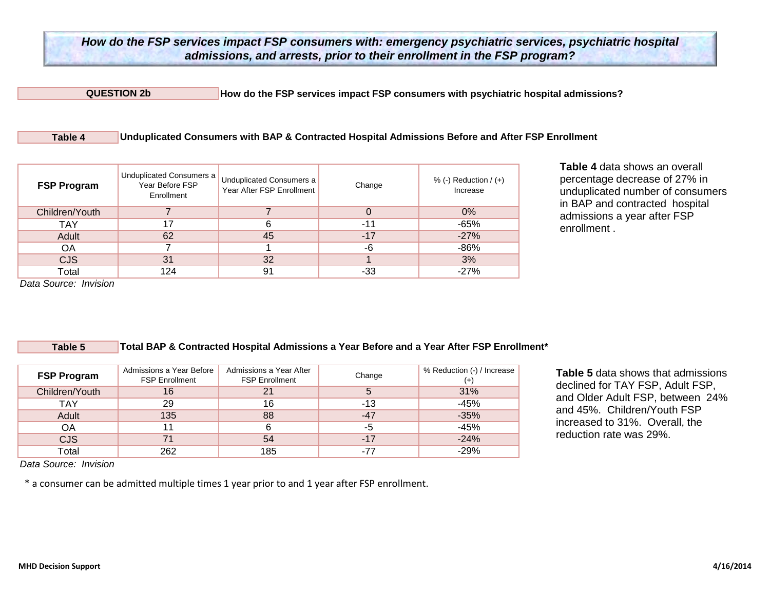# *How do the FSP services impact FSP consumers with: emergency psychiatric services, psychiatric hospital admissions, and arrests, prior to their enrollment in the FSP program?*

**QUESTION 2b** **How do the FSP services impact FSP consumers with psychiatric hospital admissions?**

**Table 4** **Unduplicated Consumers with BAP & Contracted Hospital Admissions Before and After FSP Enrollment**

| FSP Program | Unduplicated Consumers a Year Before FSP Enrollment | Unduplicated Consumers a Year After FSP Enrollment | Change | % (-) Reduction / (+) Increase |
|---|---|---|---|---|
| Children/Youth | 7 | 7 | 0 | 0% |
| TAY | 17 | 6 | -11 | -65% |
| Adult | 62 | 45 | -17 | -27% |
| OA | 7 | 1 | -6 | -86% |
| CJS | 31 | 32 | 1 | 3% |
| Total | 124 | 91 | -33 | -27% |

*Data Source: Invision*

**Table 4** data shows an overall percentage decrease of 27% in unduplicated number of consumers in BAP and contracted hospital admissions a year after FSP enrollment .

**Table 5** **Total BAP & Contracted Hospital Admissions a Year Before and a Year After FSP Enrollment***

| FSP Program | Admissions a Year Before FSP Enrollment | Admissions a Year After FSP Enrollment | Change | % Reduction (-) / Increase (+) |
|---|---|---|---|---|
| Children/Youth | 16 | 21 | 5 | 31% |
| TAY | 29 | 16 | -13 | -45% |
| Adult | 135 | 88 | -47 | -35% |
| OA | 11 | 6 | -5 | -45% |
| CJS | 71 | 54 | -17 | -24% |
| Total | 262 | 185 | -77 | -29% |

*Data Source: Invision*

* a consumer can be admitted multiple times 1 year prior to and 1 year after FSP enrollment.

**Table 5** data shows that admissions declined for TAY FSP, Adult FSP, and Older Adult FSP, between 24% and 45%. Children/Youth FSP increased to 31%. Overall, the reduction rate was 29%.

**MHD Decision Support** **4/16/2014**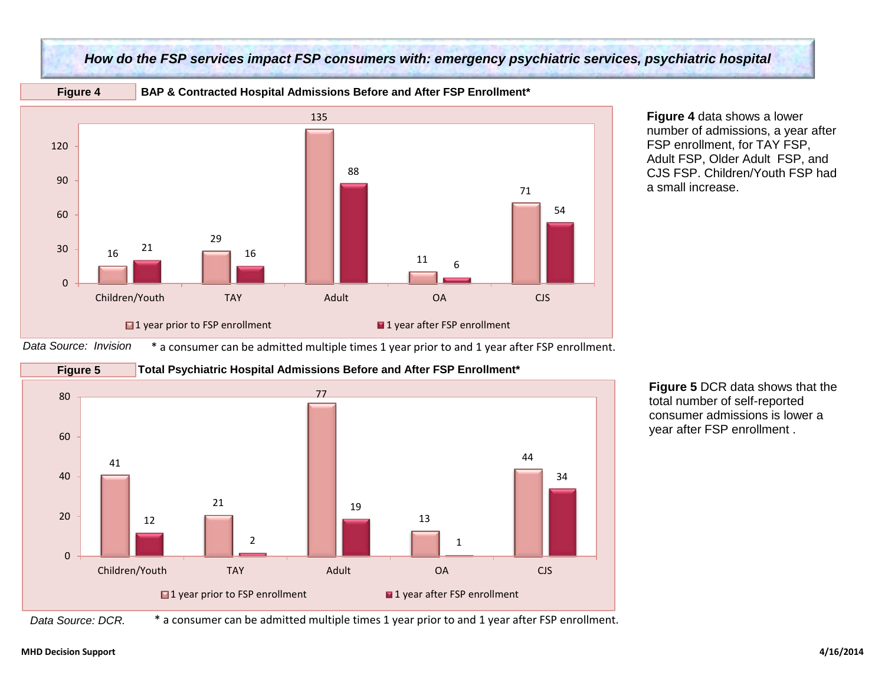## *How do the FSP services impact FSP consumers with: emergency psychiatric services, psychiatric hospital*

**Figure 4** **BAP & Contracted Hospital Admissions Before and After FSP Enrollment***

| | 1 year prior to FSP enrollment | 1 year after FSP enrollment |
|---|---|---|
| Children/Youth | 16 | 21 |
| TAY | 29 | 16 |
| Adult | 135 | 88 |
| OA | 11 | 6 |
| CJS | 71 | 54 |

*Data Source: Invision* * a consumer can be admitted multiple times 1 year prior to and 1 year after FSP enrollment.

**Figure 4** data shows a lower number of admissions, a year after FSP enrollment, for TAY FSP, Adult FSP, Older Adult FSP, and CJS FSP. Children/Youth FSP had a small increase.

**Figure 5** **Total Psychiatric Hospital Admissions Before and After FSP Enrollment***

| | 1 year prior to FSP enrollment | 1 year after FSP enrollment |
|---|---|---|
| Children/Youth | 41 | 12 |
| TAY | 21 | 2 |
| Adult | 77 | 19 |
| OA | 13 | 1 |
| CJS | 44 | 34 |

*Data Source: DCR.* * a consumer can be admitted multiple times 1 year prior to and 1 year after FSP enrollment.

**Figure 5** DCR data shows that the total number of self-reported consumer admissions is lower a year after FSP enrollment .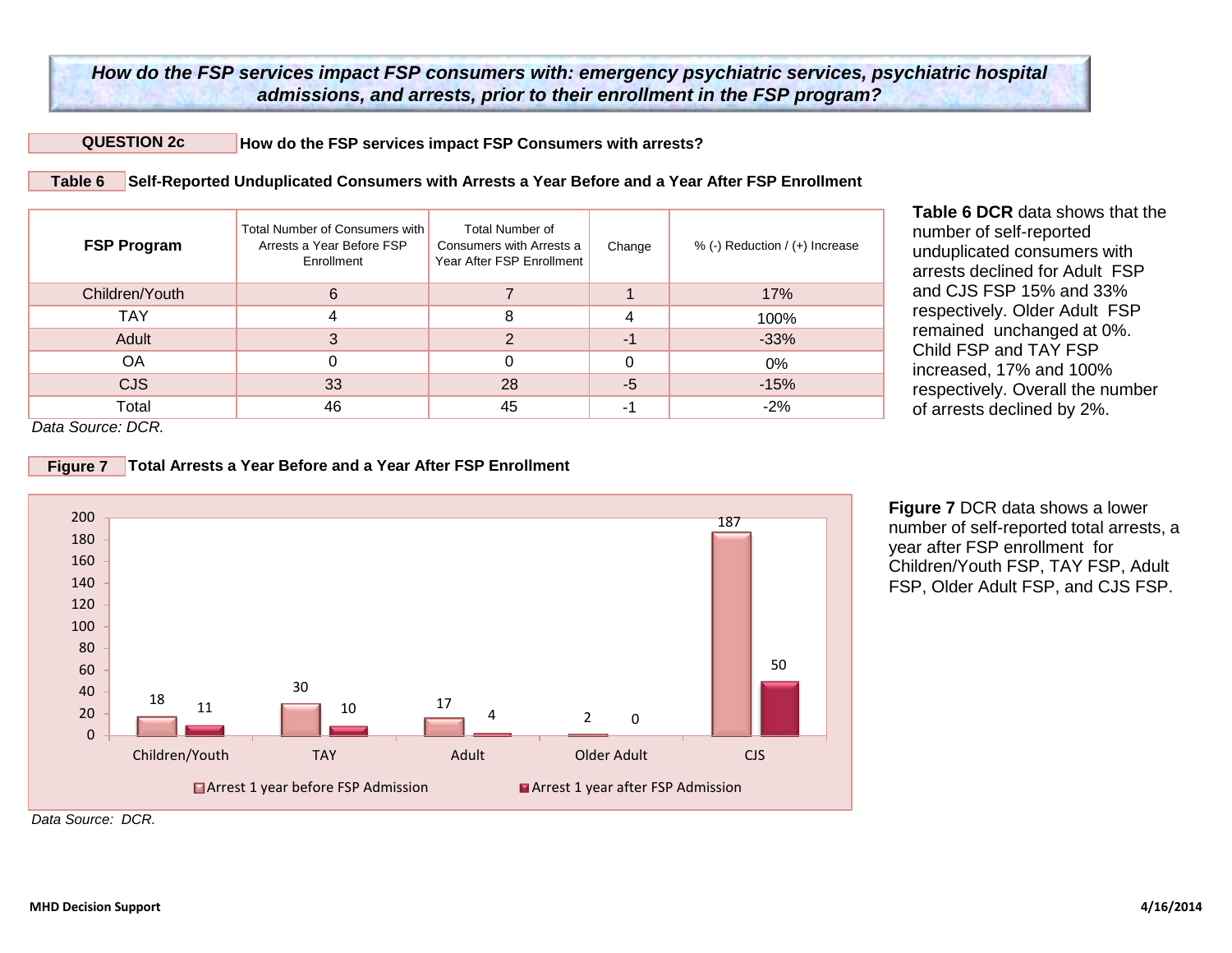## How do the FSP services impact FSP consumers with: emergency psychiatric services, psychiatric hospital admissions, and arrests, prior to their enrollment in the FSP program?

**QUESTION 2c** **How do the FSP services impact FSP Consumers with arrests?**

**Table 6** **Self-Reported Unduplicated Consumers with Arrests a Year Before and a Year After FSP Enrollment**

| FSP Program | Total Number of Consumers with Arrests a Year Before FSP Enrollment | Total Number of Consumers with Arrests a Year After FSP Enrollment | Change | % (-) Reduction / (+) Increase |
|---|---|---|---|---|
| Children/Youth | 6 | 7 | 1 | 17% |
| TAY | 4 | 8 | 4 | 100% |
| Adult | 3 | 2 | -1 | -33% |
| OA | 0 | 0 | 0 | 0% |
| CJS | 33 | 28 | -5 | -15% |
| Total | 46 | 45 | -1 | -2% |

*Data Source: DCR.*

**Table 6 DCR** data shows that the number of self-reported unduplicated consumers with arrests declined for Adult FSP and CJS FSP 15% and 33% respectively. Older Adult FSP remained unchanged at 0%. Child FSP and TAY FSP increased, 17% and 100% respectively. Overall the number of arrests declined by 2%.

**Figure 7** **Total Arrests a Year Before and a Year After FSP Enrollment**

| | Arrest 1 year before FSP Admission | Arrest 1 year after FSP Admission |
|---|---|---|
| Children/Youth | 18 | 11 |
| TAY | 30 | 10 |
| Adult | 17 | 4 |
| Older Adult | 2 | 0 |
| CJS | 187 | 50 |

*Data Source: DCR.*

**Figure 7** DCR data shows a lower number of self-reported total arrests, a year after FSP enrollment for Children/Youth FSP, TAY FSP, Adult FSP, Older Adult FSP, and CJS FSP.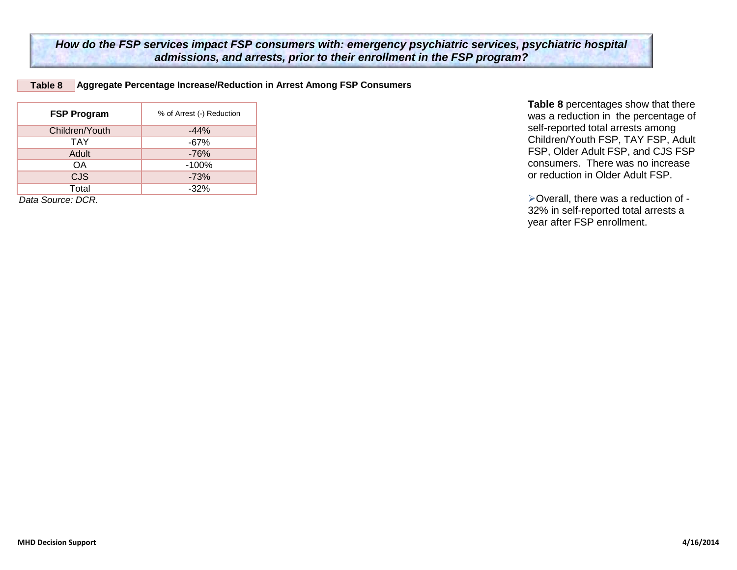***How do the FSP services impact FSP consumers with: emergency psychiatric services, psychiatric hospital admissions, and arrests, prior to their enrollment in the FSP program?***

**Table 8** **Aggregate Percentage Increase/Reduction in Arrest Among FSP Consumers**

| FSP Program | % of Arrest (-) Reduction |
|---|---|
| Children/Youth | -44% |
| TAY | -67% |
| Adult | -76% |
| OA | -100% |
| CJS | -73% |
| Total | -32% |

*Data Source: DCR.*

**Table 8** percentages show that there was a reduction in the percentage of self-reported total arrests among Children/Youth FSP, TAY FSP, Adult FSP, Older Adult FSP, and CJS FSP consumers. There was no increase or reduction in Older Adult FSP.

- Overall, there was a reduction of -32% in self-reported total arrests a year after FSP enrollment.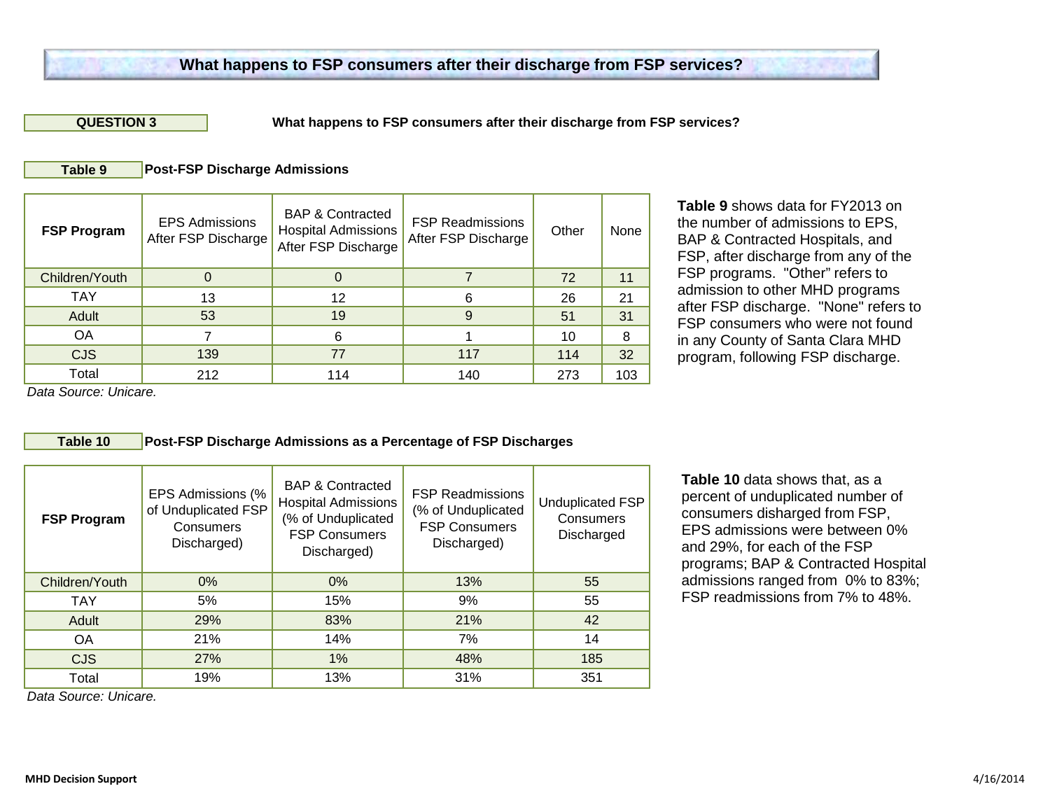# What happens to FSP consumers after their discharge from FSP services?

**QUESTION 3** **What happens to FSP consumers after their discharge from FSP services?**

**Table 9** **Post-FSP Discharge Admissions**

| **FSP Program** | EPS Admissions After FSP Discharge | BAP & Contracted Hospital Admissions After FSP Discharge | FSP Readmissions After FSP Discharge | Other | None |
|---|---|---|---|---|---|
| Children/Youth | 0 | 0 | 7 | 72 | 11 |
| TAY | 13 | 12 | 6 | 26 | 21 |
| Adult | 53 | 19 | 9 | 51 | 31 |
| OA | 7 | 6 | 1 | 10 | 8 |
| CJS | 139 | 77 | 117 | 114 | 32 |
| Total | 212 | 114 | 140 | 273 | 103 |

*Data Source: Unicare.*

**Table 9** shows data for FY2013 on the number of admissions to EPS, BAP & Contracted Hospitals, and FSP, after discharge from any of the FSP programs. "Other" refers to admission to other MHD programs after FSP discharge. "None" refers to FSP consumers who were not found in any County of Santa Clara MHD program, following FSP discharge.

**Table 10** **Post-FSP Discharge Admissions as a Percentage of FSP Discharges**

| **FSP Program** | EPS Admissions (% of Unduplicated FSP Consumers Discharged) | BAP & Contracted Hospital Admissions (% of Unduplicated FSP Consumers Discharged) | FSP Readmissions (% of Unduplicated FSP Consumers Discharged) | Unduplicated FSP Consumers Discharged |
|---|---|---|---|---|
| Children/Youth | 0% | 0% | 13% | 55 |
| TAY | 5% | 15% | 9% | 55 |
| Adult | 29% | 83% | 21% | 42 |
| OA | 21% | 14% | 7% | 14 |
| CJS | 27% | 1% | 48% | 185 |
| Total | 19% | 13% | 31% | 351 |

*Data Source: Unicare.*

**Table 10** data shows that, as a percent of unduplicated number of consumers disharged from FSP, EPS admissions were between 0% and 29%, for each of the FSP programs; BAP & Contracted Hospital admissions ranged from 0% to 83%; FSP readmissions from 7% to 48%.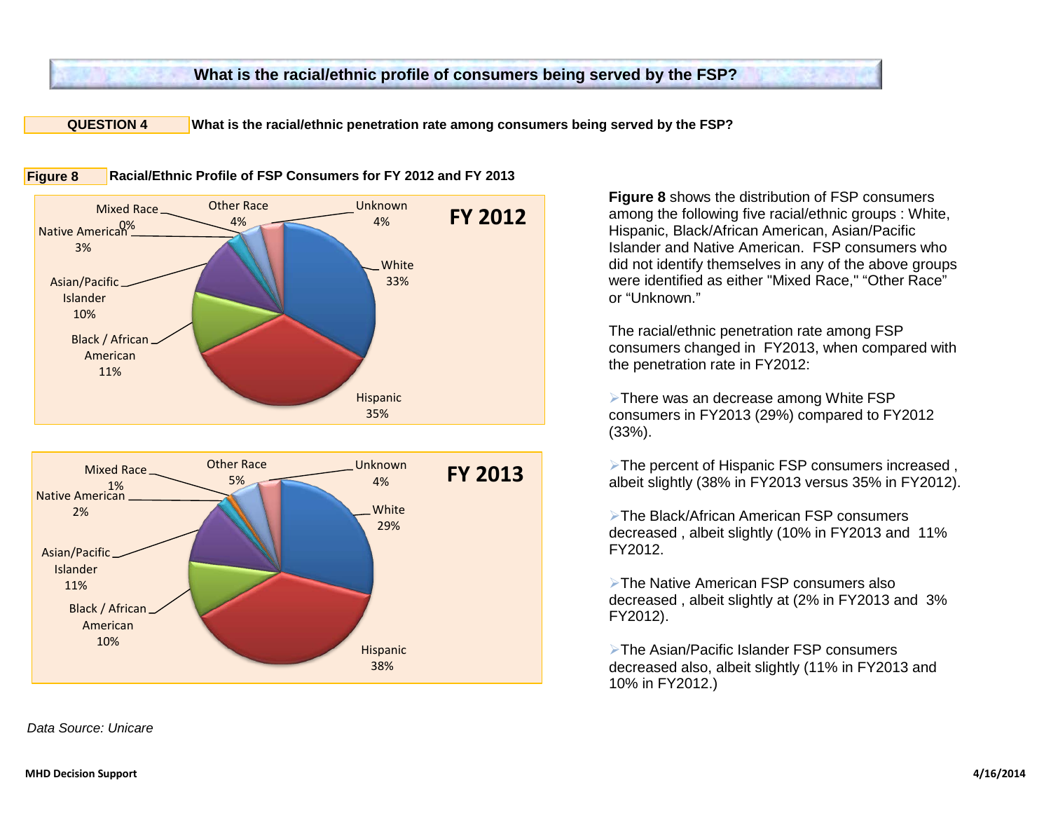# What is the racial/ethnic profile of consumers being served by the FSP?

**QUESTION 4** What is the racial/ethnic penetration rate among consumers being served by the FSP?

**Figure 8** Racial/Ethnic Profile of FSP Consumers for FY 2012 and FY 2013

| Race/Ethnicity | FY 2012 | FY 2013 |
|---|---|---|
| White | 33% | 29% |
| Hispanic | 35% | 38% |
| Black / African American | 11% | 10% |
| Asian/Pacific Islander | 10% | 11% |
| Native American | 3% | 2% |
| Mixed Race | 0% | 1% |
| Other Race | 4% | 5% |
| Unknown | 4% | 4% |

**Figure 8** shows the distribution of FSP consumers among the following five racial/ethnic groups : White, Hispanic, Black/African American, Asian/Pacific Islander and Native American. FSP consumers who did not identify themselves in any of the above groups were identified as either "Mixed Race," "Other Race" or "Unknown."

The racial/ethnic penetration rate among FSP consumers changed in FY2013, when compared with the penetration rate in FY2012:

- There was an decrease among White FSP consumers in FY2013 (29%) compared to FY2012 (33%).
- The percent of Hispanic FSP consumers increased , albeit slightly (38% in FY2013 versus 35% in FY2012).
- The Black/African American FSP consumers decreased , albeit slightly (10% in FY2013 and 11% FY2012.
- The Native American FSP consumers also decreased , albeit slightly at (2% in FY2013 and 3% FY2012).
- The Asian/Pacific Islander FSP consumers decreased also, albeit slightly (11% in FY2013 and 10% in FY2012.)

*Data Source: Unicare*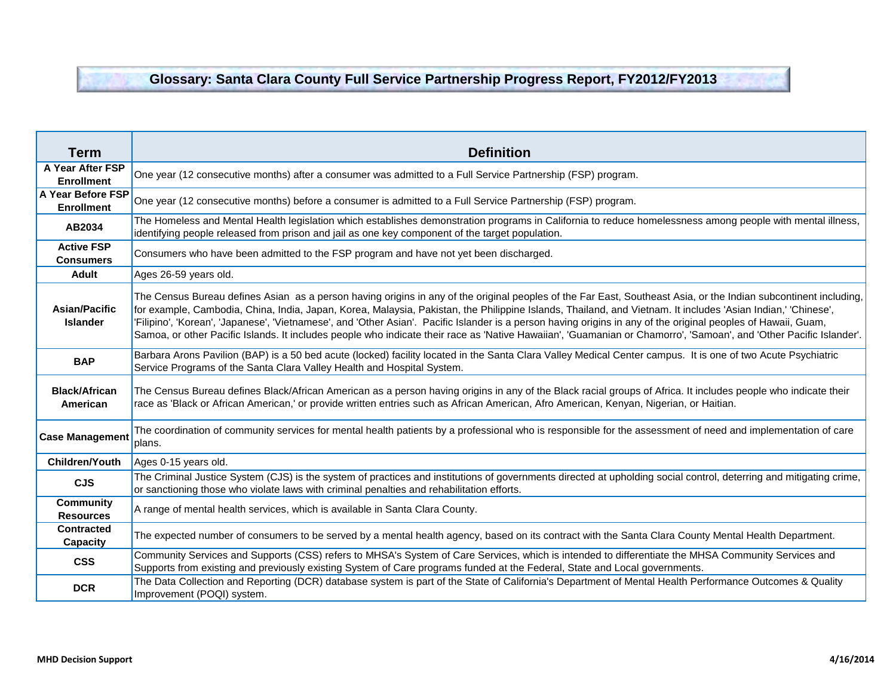# Glossary: Santa Clara County Full Service Partnership Progress Report, FY2012/FY2013

| Term | Definition |
|---|---|
| A Year After FSP Enrollment | One year (12 consecutive months) after a consumer was admitted to a Full Service Partnership (FSP) program. |
| A Year Before FSP Enrollment | One year (12 consecutive months) before a consumer is admitted to a Full Service Partnership (FSP) program. |
| AB2034 | The Homeless and Mental Health legislation which establishes demonstration programs in California to reduce homelessness among people with mental illness, identifying people released from prison and jail as one key component of the target population. |
| Active FSP Consumers | Consumers who have been admitted to the FSP program and have not yet been discharged. |
| Adult | Ages 26-59 years old. |
| Asian/Pacific Islander | The Census Bureau defines Asian as a person having origins in any of the original peoples of the Far East, Southeast Asia, or the Indian subcontinent including, for example, Cambodia, China, India, Japan, Korea, Malaysia, Pakistan, the Philippine Islands, Thailand, and Vietnam. It includes 'Asian Indian,' 'Chinese', 'Filipino', 'Korean', 'Japanese', 'Vietnamese', and 'Other Asian'. Pacific Islander is a person having origins in any of the original peoples of Hawaii, Guam, Samoa, or other Pacific Islands. It includes people who indicate their race as 'Native Hawaiian', 'Guamanian or Chamorro', 'Samoan', and 'Other Pacific Islander'. |
| BAP | Barbara Arons Pavilion (BAP) is a 50 bed acute (locked) facility located in the Santa Clara Valley Medical Center campus. It is one of two Acute Psychiatric Service Programs of the Santa Clara Valley Health and Hospital System. |
| Black/African American | The Census Bureau defines Black/African American as a person having origins in any of the Black racial groups of Africa. It includes people who indicate their race as 'Black or African American,' or provide written entries such as African American, Afro American, Kenyan, Nigerian, or Haitian. |
| Case Management | The coordination of community services for mental health patients by a professional who is responsible for the assessment of need and implementation of care plans. |
| Children/Youth | Ages 0-15 years old. |
| CJS | The Criminal Justice System (CJS) is the system of practices and institutions of governments directed at upholding social control, deterring and mitigating crime, or sanctioning those who violate laws with criminal penalties and rehabilitation efforts. |
| Community Resources | A range of mental health services, which is available in Santa Clara County. |
| Contracted Capacity | The expected number of consumers to be served by a mental health agency, based on its contract with the Santa Clara County Mental Health Department. |
| CSS | Community Services and Supports (CSS) refers to MHSA's System of Care Services, which is intended to differentiate the MHSA Community Services and Supports from existing and previously existing System of Care programs funded at the Federal, State and Local governments. |
| DCR | The Data Collection and Reporting (DCR) database system is part of the State of California's Department of Mental Health Performance Outcomes & Quality Improvement (POQI) system. |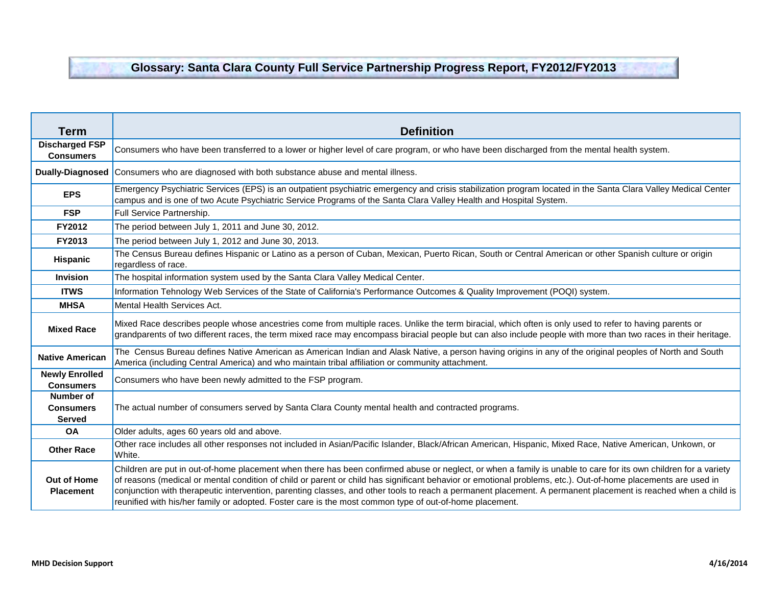# Glossary: Santa Clara County Full Service Partnership Progress Report, FY2012/FY2013

| Term | Definition |
|---|---|
| **Discharged FSP Consumers** | Consumers who have been transferred to a lower or higher level of care program, or who have been discharged from the mental health system. |
| **Dually-Diagnosed** | Consumers who are diagnosed with both substance abuse and mental illness. |
| **EPS** | Emergency Psychiatric Services (EPS) is an outpatient psychiatric emergency and crisis stabilization program located in the Santa Clara Valley Medical Center campus and is one of two Acute Psychiatric Service Programs of the Santa Clara Valley Health and Hospital System. |
| **FSP** | Full Service Partnership. |
| **FY2012** | The period between July 1, 2011 and June 30, 2012. |
| **FY2013** | The period between July 1, 2012 and June 30, 2013. |
| **Hispanic** | The Census Bureau defines Hispanic or Latino as a person of Cuban, Mexican, Puerto Rican, South or Central American or other Spanish culture or origin regardless of race. |
| **Invision** | The hospital information system used by the Santa Clara Valley Medical Center. |
| **ITWS** | Information Tehnology Web Services of the State of California's Performance Outcomes & Quality Improvement (POQI) system. |
| **MHSA** | Mental Health Services Act. |
| **Mixed Race** | Mixed Race describes people whose ancestries come from multiple races. Unlike the term biracial, which often is only used to refer to having parents or grandparents of two different races, the term mixed race may encompass biracial people but can also include people with more than two races in their heritage. |
| **Native American** | The Census Bureau defines Native American as American Indian and Alask Native, a person having origins in any of the original peoples of North and South America (including Central America) and who maintain tribal affiliation or community attachment. |
| **Newly Enrolled Consumers** | Consumers who have been newly admitted to the FSP program. |
| **Number of Consumers Served** | The actual number of consumers served by Santa Clara County mental health and contracted programs. |
| **OA** | Older adults, ages 60 years old and above. |
| **Other Race** | Other race includes all other responses not included in Asian/Pacific Islander, Black/African American, Hispanic, Mixed Race, Native American, Unkown, or White. |
| **Out of Home Placement** | Children are put in out-of-home placement when there has been confirmed abuse or neglect, or when a family is unable to care for its own children for a variety of reasons (medical or mental condition of child or parent or child has significant behavior or emotional problems, etc.). Out-of-home placements are used in conjunction with therapeutic intervention, parenting classes, and other tools to reach a permanent placement. A permanent placement is reached when a child is reunified with his/her family or adopted. Foster care is the most common type of out-of-home placement. |

**MHD Decision Support** **4/16/2014**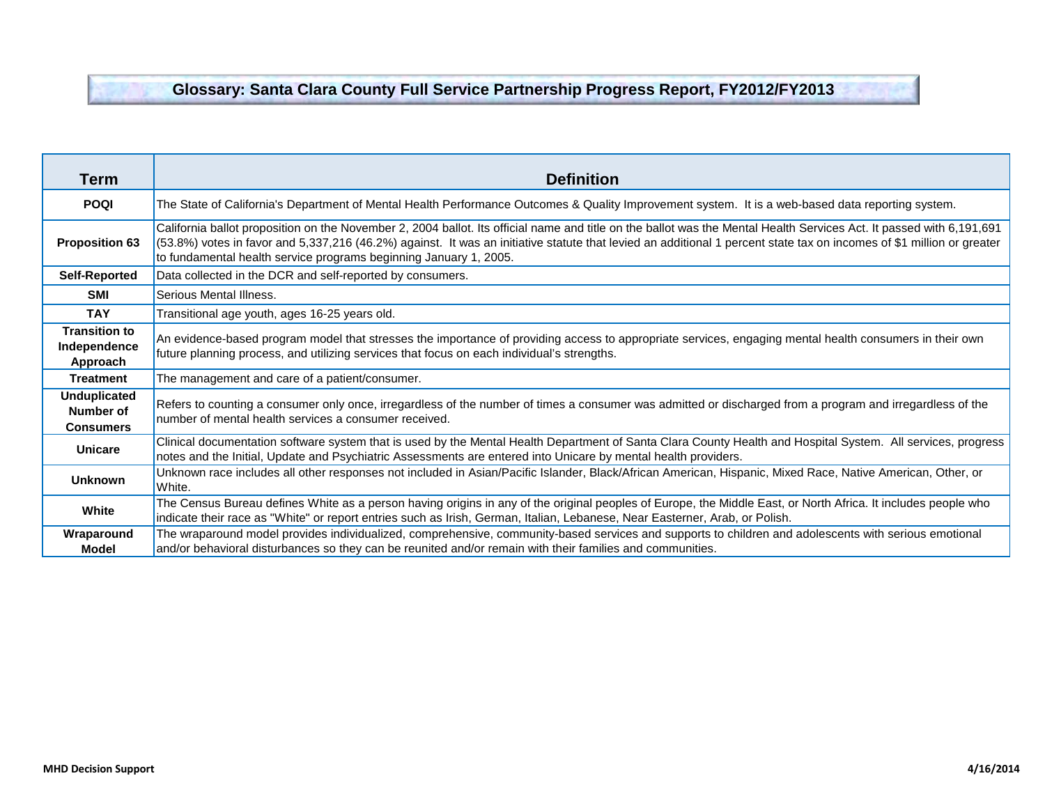## Glossary: Santa Clara County Full Service Partnership Progress Report, FY2012/FY2013

| Term | Definition |
|---|---|
| **POQI** | The State of California's Department of Mental Health Performance Outcomes & Quality Improvement system. It is a web-based data reporting system. |
| **Proposition 63** | California ballot proposition on the November 2, 2004 ballot. Its official name and title on the ballot was the Mental Health Services Act. It passed with 6,191,691 (53.8%) votes in favor and 5,337,216 (46.2%) against. It was an initiative statute that levied an additional 1 percent state tax on incomes of $1 million or greater to fundamental health service programs beginning January 1, 2005. |
| **Self-Reported** | Data collected in the DCR and self-reported by consumers. |
| **SMI** | Serious Mental Illness. |
| **TAY** | Transitional age youth, ages 16-25 years old. |
| **Transition to Independence Approach** | An evidence-based program model that stresses the importance of providing access to appropriate services, engaging mental health consumers in their own future planning process, and utilizing services that focus on each individual's strengths. |
| **Treatment** | The management and care of a patient/consumer. |
| **Unduplicated Number of Consumers** | Refers to counting a consumer only once, irregardless of the number of times a consumer was admitted or discharged from a program and irregardless of the number of mental health services a consumer received. |
| **Unicare** | Clinical documentation software system that is used by the Mental Health Department of Santa Clara County Health and Hospital System. All services, progress notes and the Initial, Update and Psychiatric Assessments are entered into Unicare by mental health providers. |
| **Unknown** | Unknown race includes all other responses not included in Asian/Pacific Islander, Black/African American, Hispanic, Mixed Race, Native American, Other, or White. |
| **White** | The Census Bureau defines White as a person having origins in any of the original peoples of Europe, the Middle East, or North Africa. It includes people who indicate their race as "White" or report entries such as Irish, German, Italian, Lebanese, Near Easterner, Arab, or Polish. |
| **Wraparound Model** | The wraparound model provides individualized, comprehensive, community-based services and supports to children and adolescents with serious emotional and/or behavioral disturbances so they can be reunited and/or remain with their families and communities. |